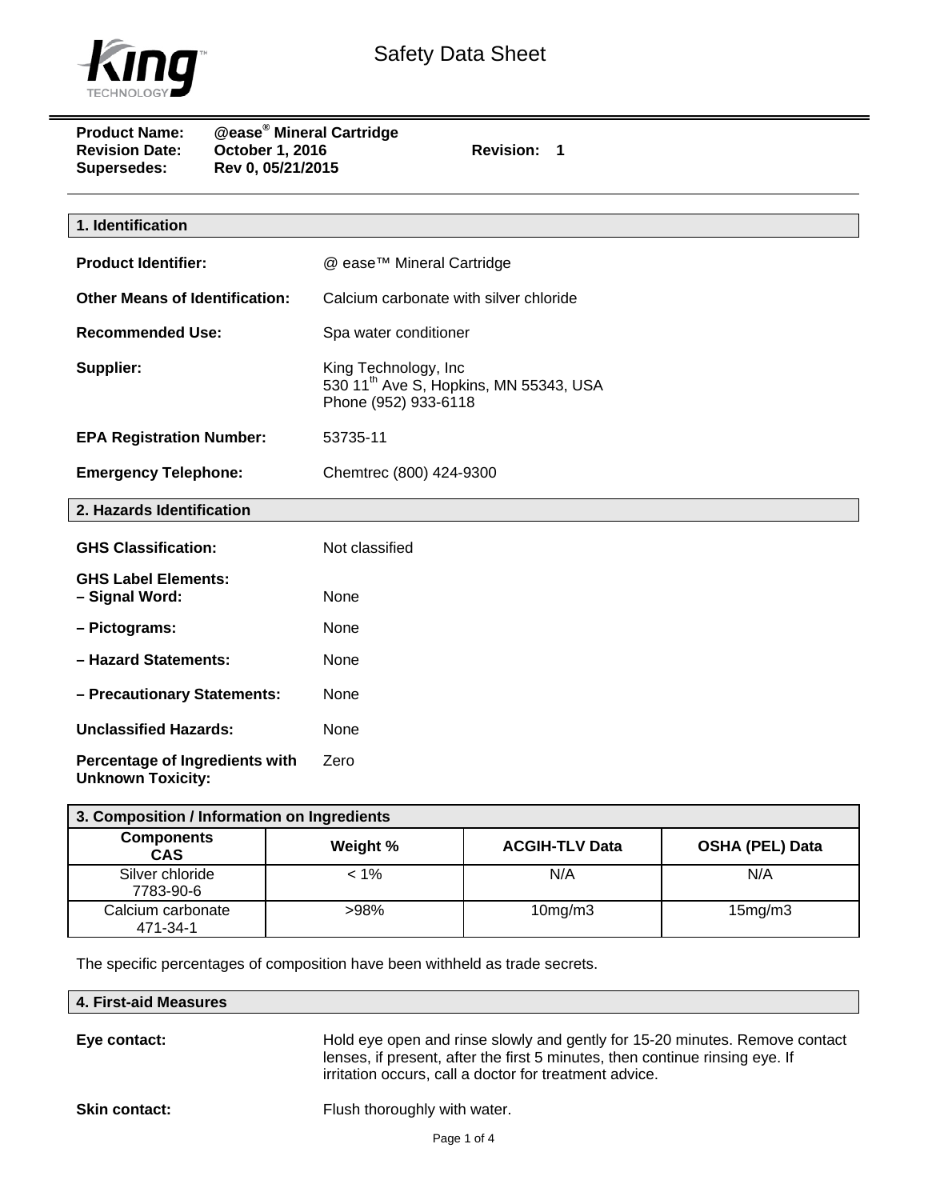# Safety Data Sheet

**Product Name:** @ease® Mineral Cartridge
**Revision Date:** October 1, 2016 **Revision:** 1
**Supersedes:** Rev 0, 05/21/2015

## 1. Identification

**Product Identifier:** @ ease™ Mineral Cartridge

**Other Means of Identification:** Calcium carbonate with silver chloride

**Recommended Use:** Spa water conditioner

**Supplier:** King Technology, Inc
530 11th Ave S, Hopkins, MN 55343, USA
Phone (952) 933-6118

**EPA Registration Number:** 53735-11

**Emergency Telephone:** Chemtrec (800) 424-9300

## 2. Hazards Identification

**GHS Classification:** Not classified

**GHS Label Elements:**
**– Signal Word:** None

**– Pictograms:** None

**– Hazard Statements:** None

**– Precautionary Statements:** None

**Unclassified Hazards:** None

**Percentage of Ingredients with Unknown Toxicity:** Zero

## 3. Composition / Information on Ingredients

| Components CAS | Weight % | ACGIH-TLV Data | OSHA (PEL) Data |
|---|---|---|---|
| Silver chloride 7783-90-6 | < 1% | N/A | N/A |
| Calcium carbonate 471-34-1 | >98% | 10mg/m3 | 15mg/m3 |

The specific percentages of composition have been withheld as trade secrets.

## 4. First-aid Measures

**Eye contact:** Hold eye open and rinse slowly and gently for 15-20 minutes. Remove contact lenses, if present, after the first 5 minutes, then continue rinsing eye. If irritation occurs, call a doctor for treatment advice.

**Skin contact:** Flush thoroughly with water.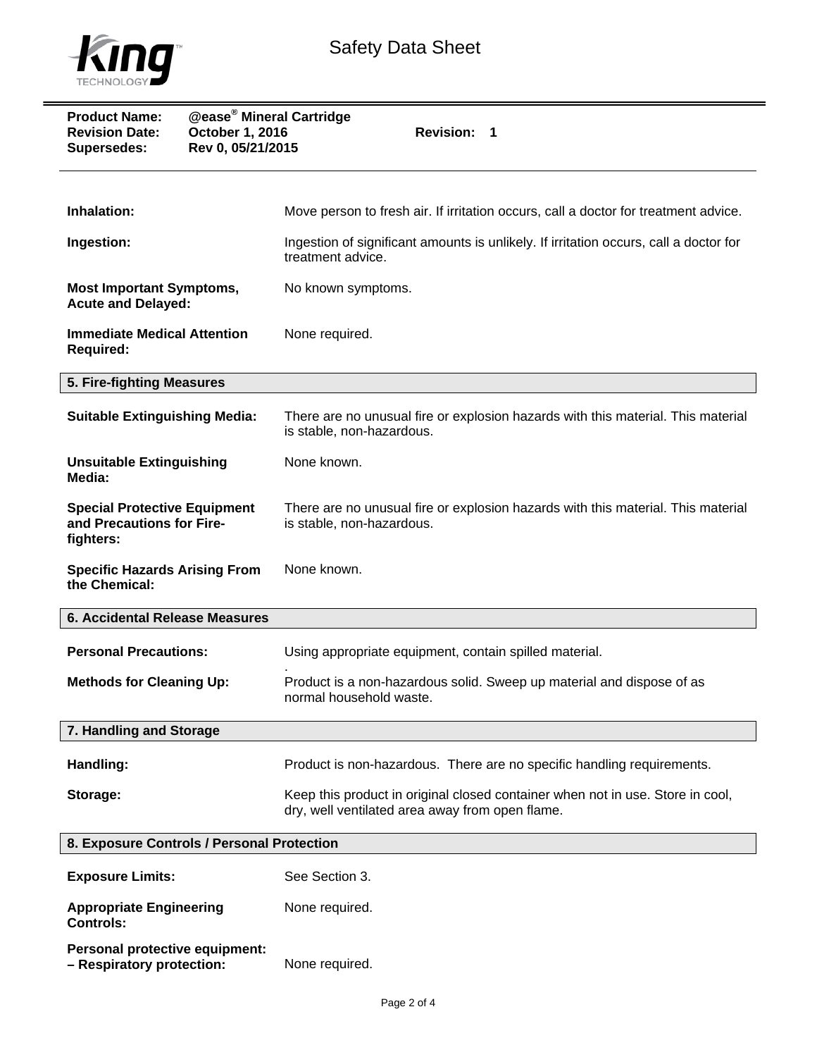**Product Name:** @ease® Mineral Cartridge
**Revision Date:** October 1, 2016 **Revision:** 1
**Supersedes:** Rev 0, 05/21/2015

| | |
|---|---|
| **Inhalation:** | Move person to fresh air. If irritation occurs, call a doctor for treatment advice. |
| **Ingestion:** | Ingestion of significant amounts is unlikely. If irritation occurs, call a doctor for treatment advice. |
| **Most Important Symptoms, Acute and Delayed:** | No known symptoms. |
| **Immediate Medical Attention Required:** | None required. |

## 5. Fire-fighting Measures

| | |
|---|---|
| **Suitable Extinguishing Media:** | There are no unusual fire or explosion hazards with this material. This material is stable, non-hazardous. |
| **Unsuitable Extinguishing Media:** | None known. |
| **Special Protective Equipment and Precautions for Fire-fighters:** | There are no unusual fire or explosion hazards with this material. This material is stable, non-hazardous. |
| **Specific Hazards Arising From the Chemical:** | None known. |

## 6. Accidental Release Measures

| | |
|---|---|
| **Personal Precautions:** | Using appropriate equipment, contain spilled material. |
| **Methods for Cleaning Up:** | Product is a non-hazardous solid. Sweep up material and dispose of as normal household waste. |

## 7. Handling and Storage

| | |
|---|---|
| **Handling:** | Product is non-hazardous. There are no specific handling requirements. |
| **Storage:** | Keep this product in original closed container when not in use. Store in cool, dry, well ventilated area away from open flame. |

## 8. Exposure Controls / Personal Protection

| | |
|---|---|
| **Exposure Limits:** | See Section 3. |
| **Appropriate Engineering Controls:** | None required. |
| **Personal protective equipment: – Respiratory protection:** | None required. |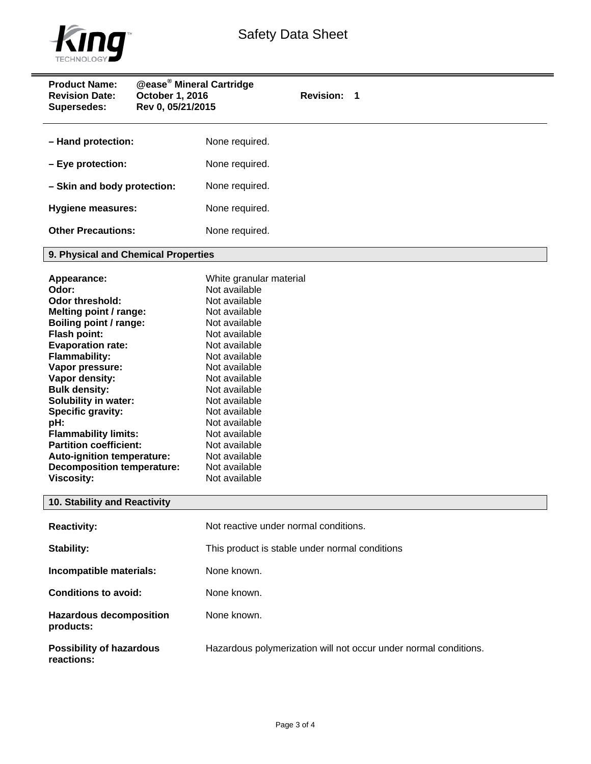**Product Name:** @ease® Mineral Cartridge
**Revision Date:** October 1, 2016 **Revision:** 1
**Supersedes:** Rev 0, 05/21/2015

**– Hand protection:** None required.

**– Eye protection:** None required.

**– Skin and body protection:** None required.

**Hygiene measures:** None required.

**Other Precautions:** None required.

## 9. Physical and Chemical Properties

| | |
|---|---|
| **Appearance:** | White granular material |
| **Odor:** | Not available |
| **Odor threshold:** | Not available |
| **Melting point / range:** | Not available |
| **Boiling point / range:** | Not available |
| **Flash point:** | Not available |
| **Evaporation rate:** | Not available |
| **Flammability:** | Not available |
| **Vapor pressure:** | Not available |
| **Vapor density:** | Not available |
| **Bulk density:** | Not available |
| **Solubility in water:** | Not available |
| **Specific gravity:** | Not available |
| **pH:** | Not available |
| **Flammability limits:** | Not available |
| **Partition coefficient:** | Not available |
| **Auto-ignition temperature:** | Not available |
| **Decomposition temperature:** | Not available |
| **Viscosity:** | Not available |

## 10. Stability and Reactivity

**Reactivity:** Not reactive under normal conditions.

**Stability:** This product is stable under normal conditions

**Incompatible materials:** None known.

**Conditions to avoid:** None known.

**Hazardous decomposition products:** None known.

**Possibility of hazardous reactions:** Hazardous polymerization will not occur under normal conditions.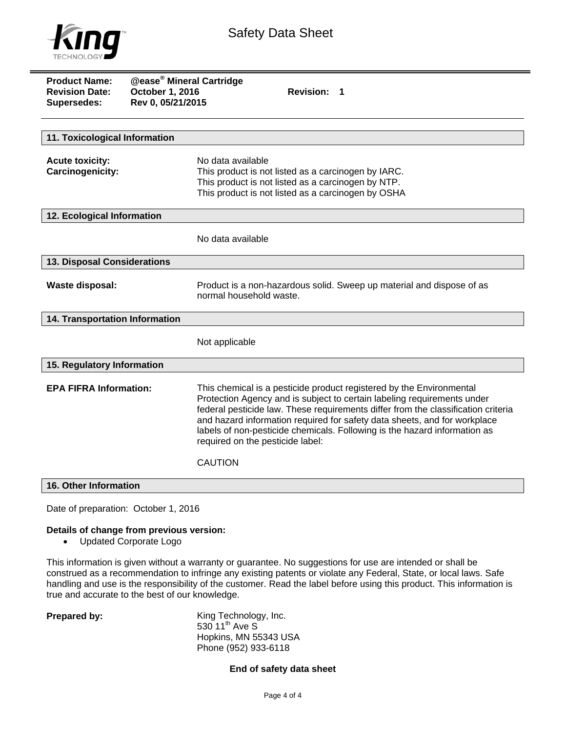**Product Name:** @ease® Mineral Cartridge
**Revision Date:** October 1, 2016 **Revision:** 1
**Supersedes:** Rev 0, 05/21/2015

## 11. Toxicological Information

**Acute toxicity:** No data available

**Carcinogenicity:** This product is not listed as a carcinogen by IARC.
This product is not listed as a carcinogen by NTP.
This product is not listed as a carcinogen by OSHA

## 12. Ecological Information

No data available

## 13. Disposal Considerations

**Waste disposal:** Product is a non-hazardous solid. Sweep up material and dispose of as normal household waste.

## 14. Transportation Information

Not applicable

## 15. Regulatory Information

**EPA FIFRA Information:** This chemical is a pesticide product registered by the Environmental Protection Agency and is subject to certain labeling requirements under federal pesticide law. These requirements differ from the classification criteria and hazard information required for safety data sheets, and for workplace labels of non-pesticide chemicals. Following is the hazard information as required on the pesticide label:

CAUTION

## 16. Other Information

Date of preparation: October 1, 2016

**Details of change from previous version:**

- Updated Corporate Logo

This information is given without a warranty or guarantee. No suggestions for use are intended or shall be construed as a recommendation to infringe any existing patents or violate any Federal, State, or local laws. Safe handling and use is the responsibility of the customer. Read the label before using this product. This information is true and accurate to the best of our knowledge.

**Prepared by:** King Technology, Inc.
530 11th Ave S
Hopkins, MN 55343 USA
Phone (952) 933-6118

**End of safety data sheet**